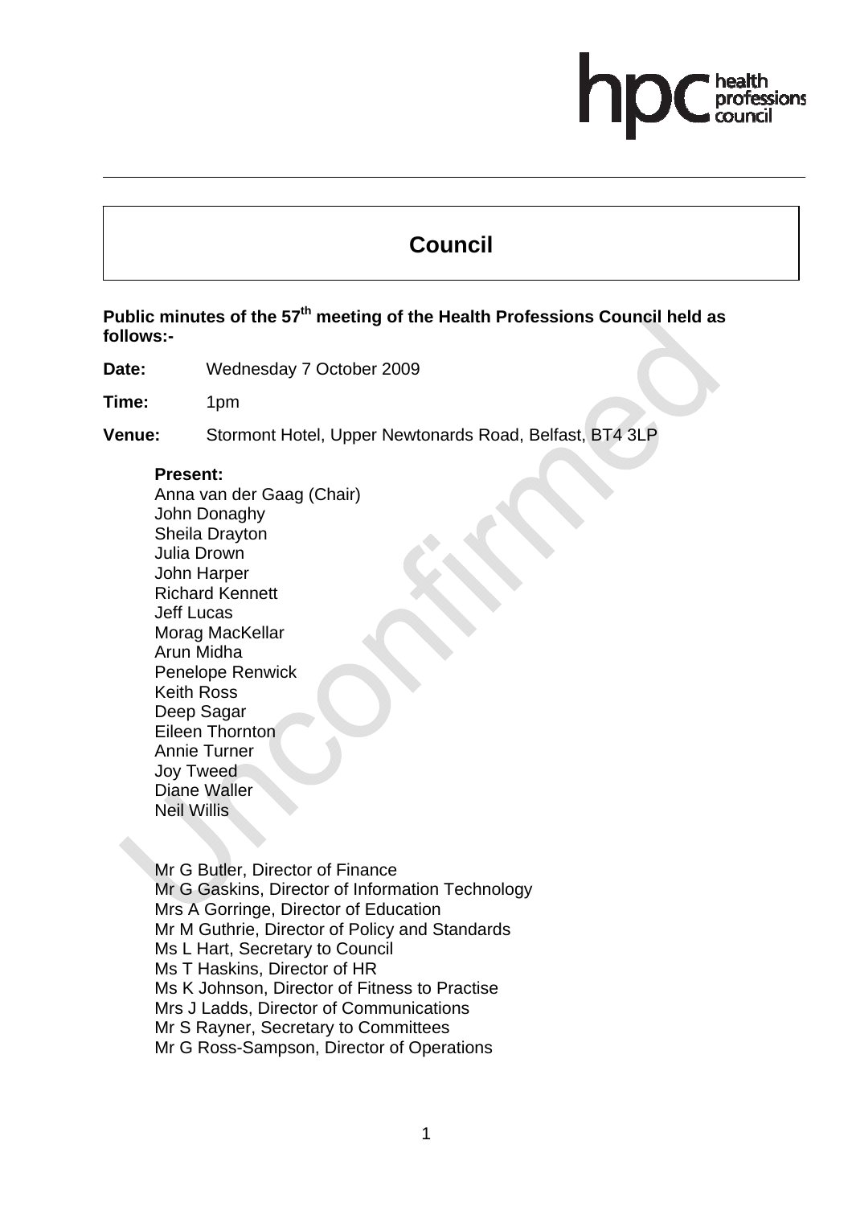# Council

**Public minutes of the 57th meeting of the Health Professions Council held as follows:-**

**Date:** Wednesday 7 October 2009

**Time:** 1pm

**Venue:** Stormont Hotel, Upper Newtonards Road, Belfast, BT4 3LP

**Present:**
Anna van der Gaag (Chair)
John Donaghy
Sheila Drayton
Julia Drown
John Harper
Richard Kennett
Jeff Lucas
Morag MacKellar
Arun Midha
Penelope Renwick
Keith Ross
Deep Sagar
Eileen Thornton
Annie Turner
Joy Tweed
Diane Waller
Neil Willis

Mr G Butler, Director of Finance
Mr G Gaskins, Director of Information Technology
Mrs A Gorringe, Director of Education
Mr M Guthrie, Director of Policy and Standards
Ms L Hart, Secretary to Council
Ms T Haskins, Director of HR
Ms K Johnson, Director of Fitness to Practise
Mrs J Ladds, Director of Communications
Mr S Rayner, Secretary to Committees
Mr G Ross-Sampson, Director of Operations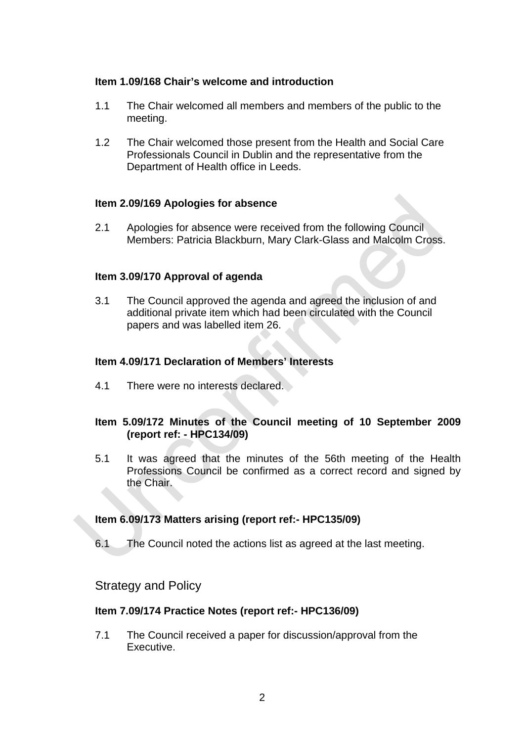**Item 1.09/168 Chair's welcome and introduction**

1.1 The Chair welcomed all members and members of the public to the meeting.

1.2 The Chair welcomed those present from the Health and Social Care Professionals Council in Dublin and the representative from the Department of Health office in Leeds.

**Item 2.09/169 Apologies for absence**

2.1 Apologies for absence were received from the following Council Members: Patricia Blackburn, Mary Clark-Glass and Malcolm Cross.

**Item 3.09/170 Approval of agenda**

3.1 The Council approved the agenda and agreed the inclusion of and additional private item which had been circulated with the Council papers and was labelled item 26.

**Item 4.09/171 Declaration of Members' Interests**

4.1 There were no interests declared.

**Item 5.09/172 Minutes of the Council meeting of 10 September 2009 (report ref: - HPC134/09)**

5.1 It was agreed that the minutes of the 56th meeting of the Health Professions Council be confirmed as a correct record and signed by the Chair.

**Item 6.09/173 Matters arising (report ref:- HPC135/09)**

6.1 The Council noted the actions list as agreed at the last meeting.

## Strategy and Policy

**Item 7.09/174 Practice Notes (report ref:- HPC136/09)**

7.1 The Council received a paper for discussion/approval from the Executive.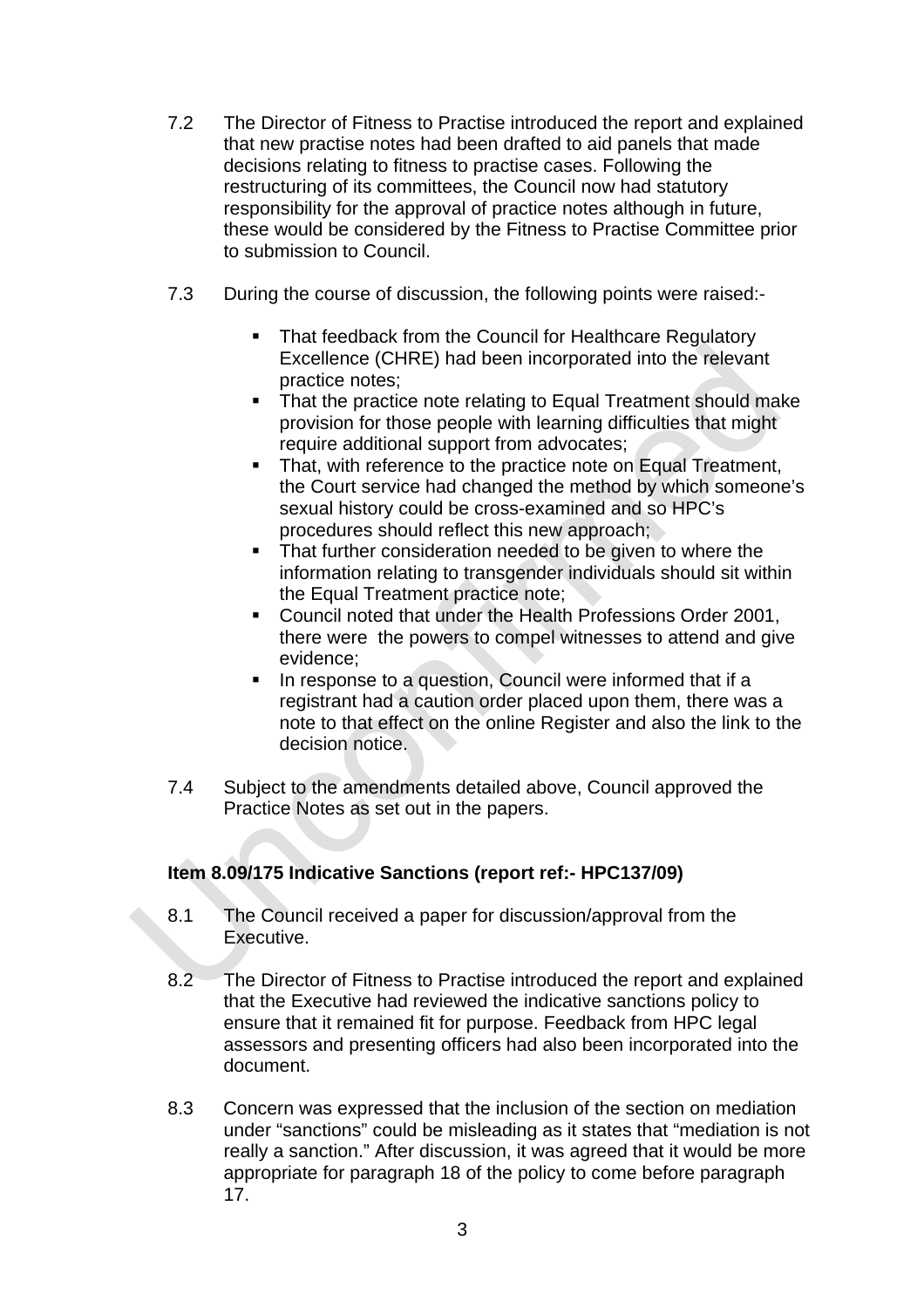7.2 The Director of Fitness to Practise introduced the report and explained that new practise notes had been drafted to aid panels that made decisions relating to fitness to practise cases. Following the restructuring of its committees, the Council now had statutory responsibility for the approval of practice notes although in future, these would be considered by the Fitness to Practise Committee prior to submission to Council.

7.3 During the course of discussion, the following points were raised:-

- That feedback from the Council for Healthcare Regulatory Excellence (CHRE) had been incorporated into the relevant practice notes;
- That the practice note relating to Equal Treatment should make provision for those people with learning difficulties that might require additional support from advocates;
- That, with reference to the practice note on Equal Treatment, the Court service had changed the method by which someone's sexual history could be cross-examined and so HPC's procedures should reflect this new approach;
- That further consideration needed to be given to where the information relating to transgender individuals should sit within the Equal Treatment practice note;
- Council noted that under the Health Professions Order 2001, there were the powers to compel witnesses to attend and give evidence;
- In response to a question, Council were informed that if a registrant had a caution order placed upon them, there was a note to that effect on the online Register and also the link to the decision notice.

7.4 Subject to the amendments detailed above, Council approved the Practice Notes as set out in the papers.

**Item 8.09/175 Indicative Sanctions (report ref:- HPC137/09)**

8.1 The Council received a paper for discussion/approval from the Executive.

8.2 The Director of Fitness to Practise introduced the report and explained that the Executive had reviewed the indicative sanctions policy to ensure that it remained fit for purpose. Feedback from HPC legal assessors and presenting officers had also been incorporated into the document.

8.3 Concern was expressed that the inclusion of the section on mediation under "sanctions" could be misleading as it states that "mediation is not really a sanction." After discussion, it was agreed that it would be more appropriate for paragraph 18 of the policy to come before paragraph 17.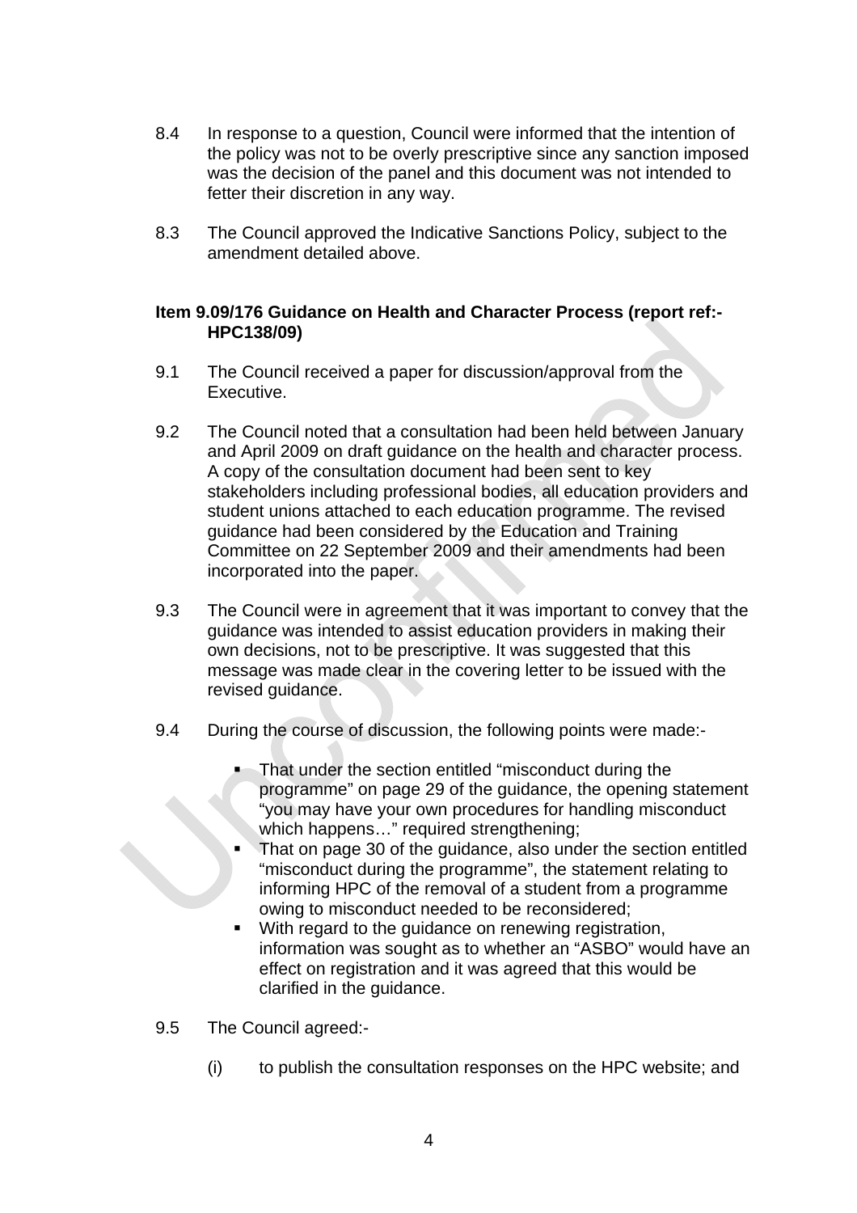8.4 In response to a question, Council were informed that the intention of the policy was not to be overly prescriptive since any sanction imposed was the decision of the panel and this document was not intended to fetter their discretion in any way.

8.3 The Council approved the Indicative Sanctions Policy, subject to the amendment detailed above.

**Item 9.09/176 Guidance on Health and Character Process (report ref:- HPC138/09)**

9.1 The Council received a paper for discussion/approval from the Executive.

9.2 The Council noted that a consultation had been held between January and April 2009 on draft guidance on the health and character process. A copy of the consultation document had been sent to key stakeholders including professional bodies, all education providers and student unions attached to each education programme. The revised guidance had been considered by the Education and Training Committee on 22 September 2009 and their amendments had been incorporated into the paper.

9.3 The Council were in agreement that it was important to convey that the guidance was intended to assist education providers in making their own decisions, not to be prescriptive. It was suggested that this message was made clear in the covering letter to be issued with the revised guidance.

9.4 During the course of discussion, the following points were made:-

- That under the section entitled “misconduct during the programme” on page 29 of the guidance, the opening statement “you may have your own procedures for handling misconduct which happens…” required strengthening;
- That on page 30 of the guidance, also under the section entitled “misconduct during the programme”, the statement relating to informing HPC of the removal of a student from a programme owing to misconduct needed to be reconsidered;
- With regard to the guidance on renewing registration, information was sought as to whether an “ASBO” would have an effect on registration and it was agreed that this would be clarified in the guidance.

9.5 The Council agreed:-

(i) to publish the consultation responses on the HPC website; and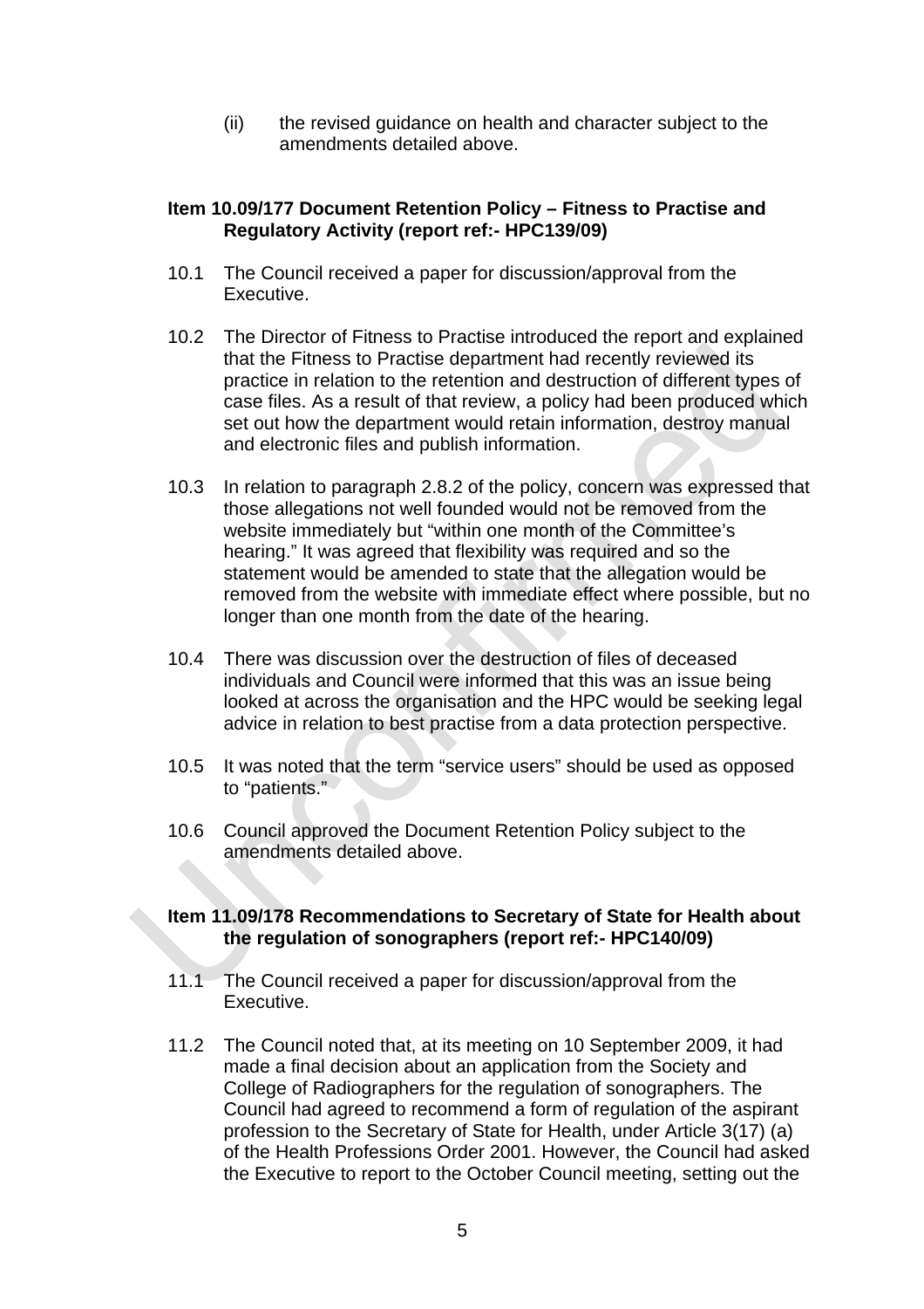(ii) the revised guidance on health and character subject to the amendments detailed above.

**Item 10.09/177 Document Retention Policy – Fitness to Practise and Regulatory Activity (report ref:- HPC139/09)**

10.1 The Council received a paper for discussion/approval from the Executive.

10.2 The Director of Fitness to Practise introduced the report and explained that the Fitness to Practise department had recently reviewed its practice in relation to the retention and destruction of different types of case files. As a result of that review, a policy had been produced which set out how the department would retain information, destroy manual and electronic files and publish information.

10.3 In relation to paragraph 2.8.2 of the policy, concern was expressed that those allegations not well founded would not be removed from the website immediately but "within one month of the Committee's hearing." It was agreed that flexibility was required and so the statement would be amended to state that the allegation would be removed from the website with immediate effect where possible, but no longer than one month from the date of the hearing.

10.4 There was discussion over the destruction of files of deceased individuals and Council were informed that this was an issue being looked at across the organisation and the HPC would be seeking legal advice in relation to best practise from a data protection perspective.

10.5 It was noted that the term "service users" should be used as opposed to "patients."

10.6 Council approved the Document Retention Policy subject to the amendments detailed above.

**Item 11.09/178 Recommendations to Secretary of State for Health about the regulation of sonographers (report ref:- HPC140/09)**

11.1 The Council received a paper for discussion/approval from the Executive.

11.2 The Council noted that, at its meeting on 10 September 2009, it had made a final decision about an application from the Society and College of Radiographers for the regulation of sonographers. The Council had agreed to recommend a form of regulation of the aspirant profession to the Secretary of State for Health, under Article 3(17) (a) of the Health Professions Order 2001. However, the Council had asked the Executive to report to the October Council meeting, setting out the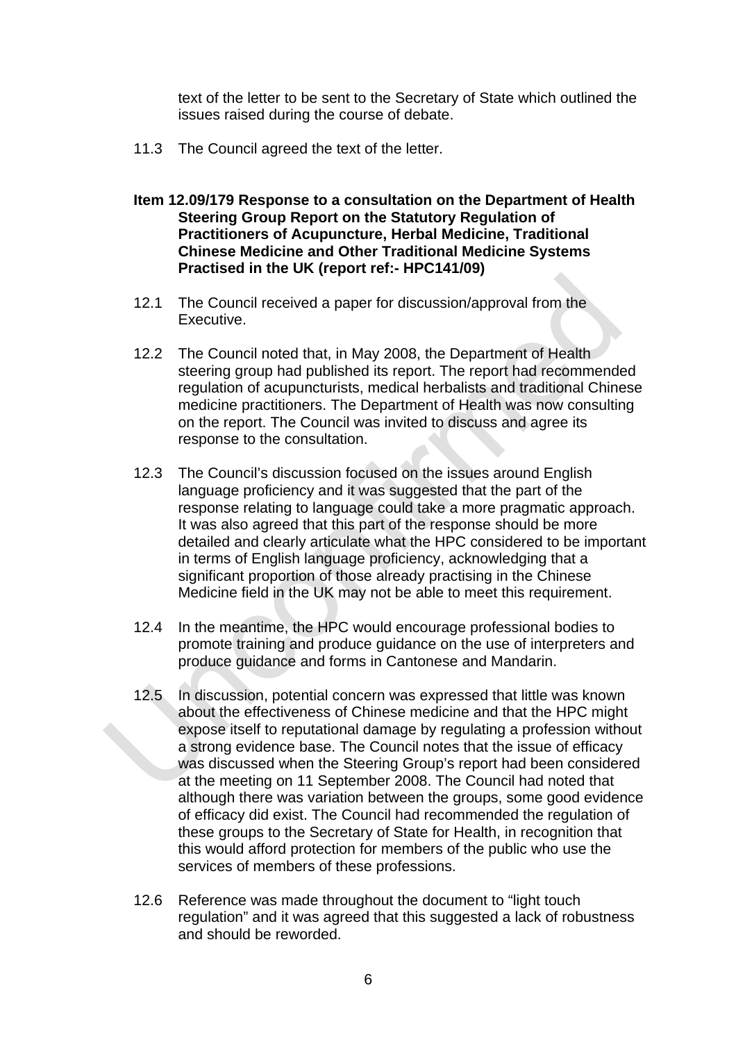text of the letter to be sent to the Secretary of State which outlined the issues raised during the course of debate.

11.3 The Council agreed the text of the letter.

**Item 12.09/179 Response to a consultation on the Department of Health Steering Group Report on the Statutory Regulation of Practitioners of Acupuncture, Herbal Medicine, Traditional Chinese Medicine and Other Traditional Medicine Systems Practised in the UK (report ref:- HPC141/09)**

12.1 The Council received a paper for discussion/approval from the Executive.

12.2 The Council noted that, in May 2008, the Department of Health steering group had published its report. The report had recommended regulation of acupuncturists, medical herbalists and traditional Chinese medicine practitioners. The Department of Health was now consulting on the report. The Council was invited to discuss and agree its response to the consultation.

12.3 The Council's discussion focused on the issues around English language proficiency and it was suggested that the part of the response relating to language could take a more pragmatic approach. It was also agreed that this part of the response should be more detailed and clearly articulate what the HPC considered to be important in terms of English language proficiency, acknowledging that a significant proportion of those already practising in the Chinese Medicine field in the UK may not be able to meet this requirement.

12.4 In the meantime, the HPC would encourage professional bodies to promote training and produce guidance on the use of interpreters and produce guidance and forms in Cantonese and Mandarin.

12.5 In discussion, potential concern was expressed that little was known about the effectiveness of Chinese medicine and that the HPC might expose itself to reputational damage by regulating a profession without a strong evidence base. The Council notes that the issue of efficacy was discussed when the Steering Group's report had been considered at the meeting on 11 September 2008. The Council had noted that although there was variation between the groups, some good evidence of efficacy did exist. The Council had recommended the regulation of these groups to the Secretary of State for Health, in recognition that this would afford protection for members of the public who use the services of members of these professions.

12.6 Reference was made throughout the document to "light touch regulation" and it was agreed that this suggested a lack of robustness and should be reworded.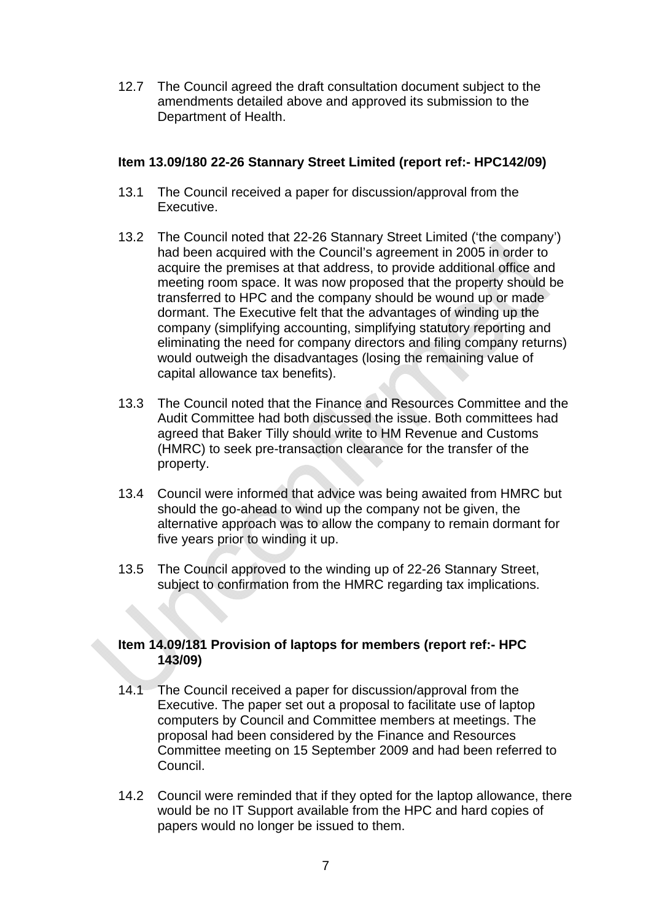12.7 The Council agreed the draft consultation document subject to the amendments detailed above and approved its submission to the Department of Health.

**Item 13.09/180 22-26 Stannary Street Limited (report ref:- HPC142/09)**

13.1 The Council received a paper for discussion/approval from the Executive.

13.2 The Council noted that 22-26 Stannary Street Limited ('the company') had been acquired with the Council's agreement in 2005 in order to acquire the premises at that address, to provide additional office and meeting room space. It was now proposed that the property should be transferred to HPC and the company should be wound up or made dormant. The Executive felt that the advantages of winding up the company (simplifying accounting, simplifying statutory reporting and eliminating the need for company directors and filing company returns) would outweigh the disadvantages (losing the remaining value of capital allowance tax benefits).

13.3 The Council noted that the Finance and Resources Committee and the Audit Committee had both discussed the issue. Both committees had agreed that Baker Tilly should write to HM Revenue and Customs (HMRC) to seek pre-transaction clearance for the transfer of the property.

13.4 Council were informed that advice was being awaited from HMRC but should the go-ahead to wind up the company not be given, the alternative approach was to allow the company to remain dormant for five years prior to winding it up.

13.5 The Council approved to the winding up of 22-26 Stannary Street, subject to confirmation from the HMRC regarding tax implications.

**Item 14.09/181 Provision of laptops for members (report ref:- HPC 143/09)**

14.1 The Council received a paper for discussion/approval from the Executive. The paper set out a proposal to facilitate use of laptop computers by Council and Committee members at meetings. The proposal had been considered by the Finance and Resources Committee meeting on 15 September 2009 and had been referred to Council.

14.2 Council were reminded that if they opted for the laptop allowance, there would be no IT Support available from the HPC and hard copies of papers would no longer be issued to them.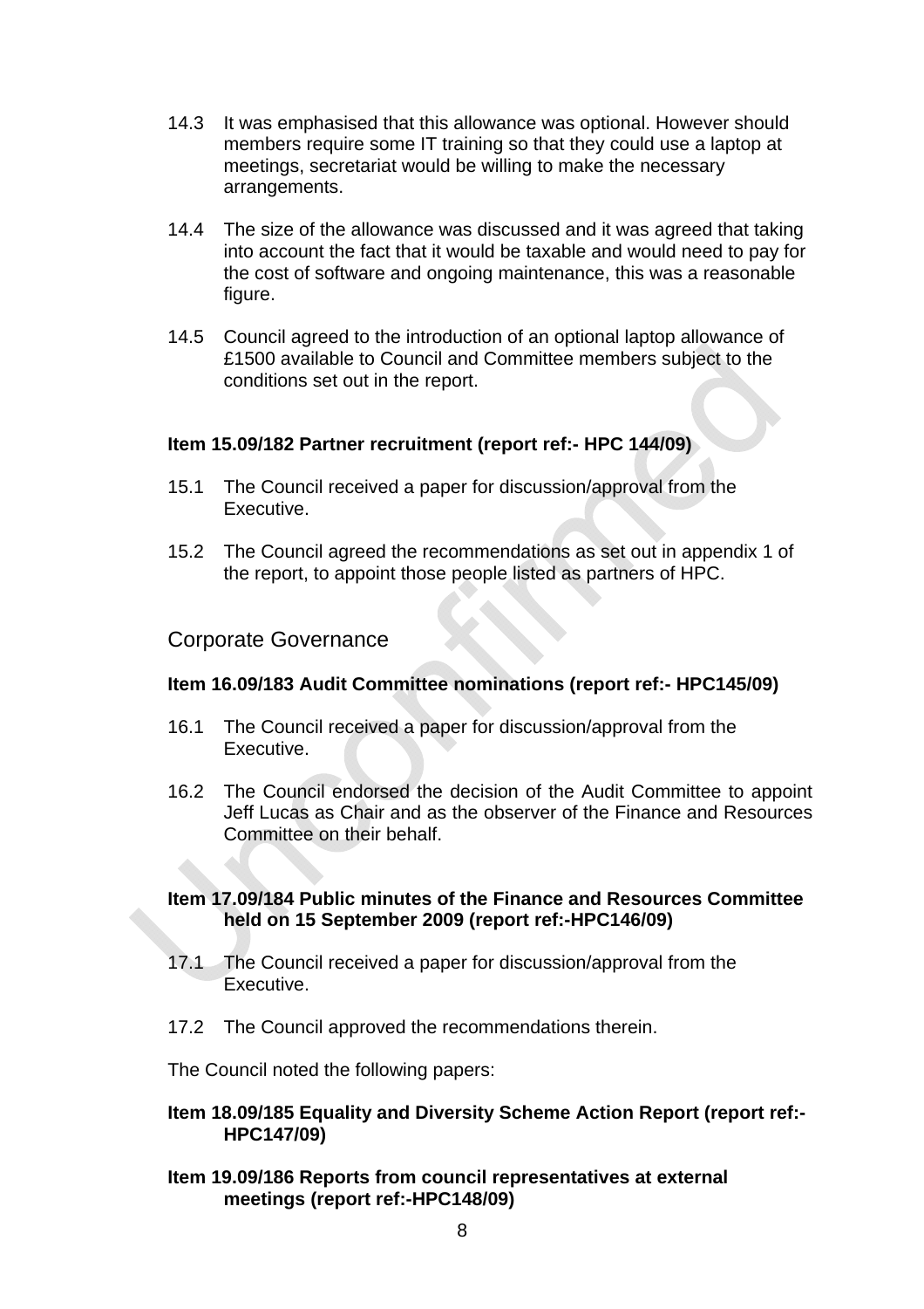14.3 It was emphasised that this allowance was optional. However should members require some IT training so that they could use a laptop at meetings, secretariat would be willing to make the necessary arrangements.

14.4 The size of the allowance was discussed and it was agreed that taking into account the fact that it would be taxable and would need to pay for the cost of software and ongoing maintenance, this was a reasonable figure.

14.5 Council agreed to the introduction of an optional laptop allowance of £1500 available to Council and Committee members subject to the conditions set out in the report.

**Item 15.09/182 Partner recruitment (report ref:- HPC 144/09)**

15.1 The Council received a paper for discussion/approval from the Executive.

15.2 The Council agreed the recommendations as set out in appendix 1 of the report, to appoint those people listed as partners of HPC.

## Corporate Governance

**Item 16.09/183 Audit Committee nominations (report ref:- HPC145/09)**

16.1 The Council received a paper for discussion/approval from the Executive.

16.2 The Council endorsed the decision of the Audit Committee to appoint Jeff Lucas as Chair and as the observer of the Finance and Resources Committee on their behalf.

**Item 17.09/184 Public minutes of the Finance and Resources Committee held on 15 September 2009 (report ref:-HPC146/09)**

17.1 The Council received a paper for discussion/approval from the Executive.

17.2 The Council approved the recommendations therein.

The Council noted the following papers:

**Item 18.09/185 Equality and Diversity Scheme Action Report (report ref:-HPC147/09)**

**Item 19.09/186 Reports from council representatives at external meetings (report ref:-HPC148/09)**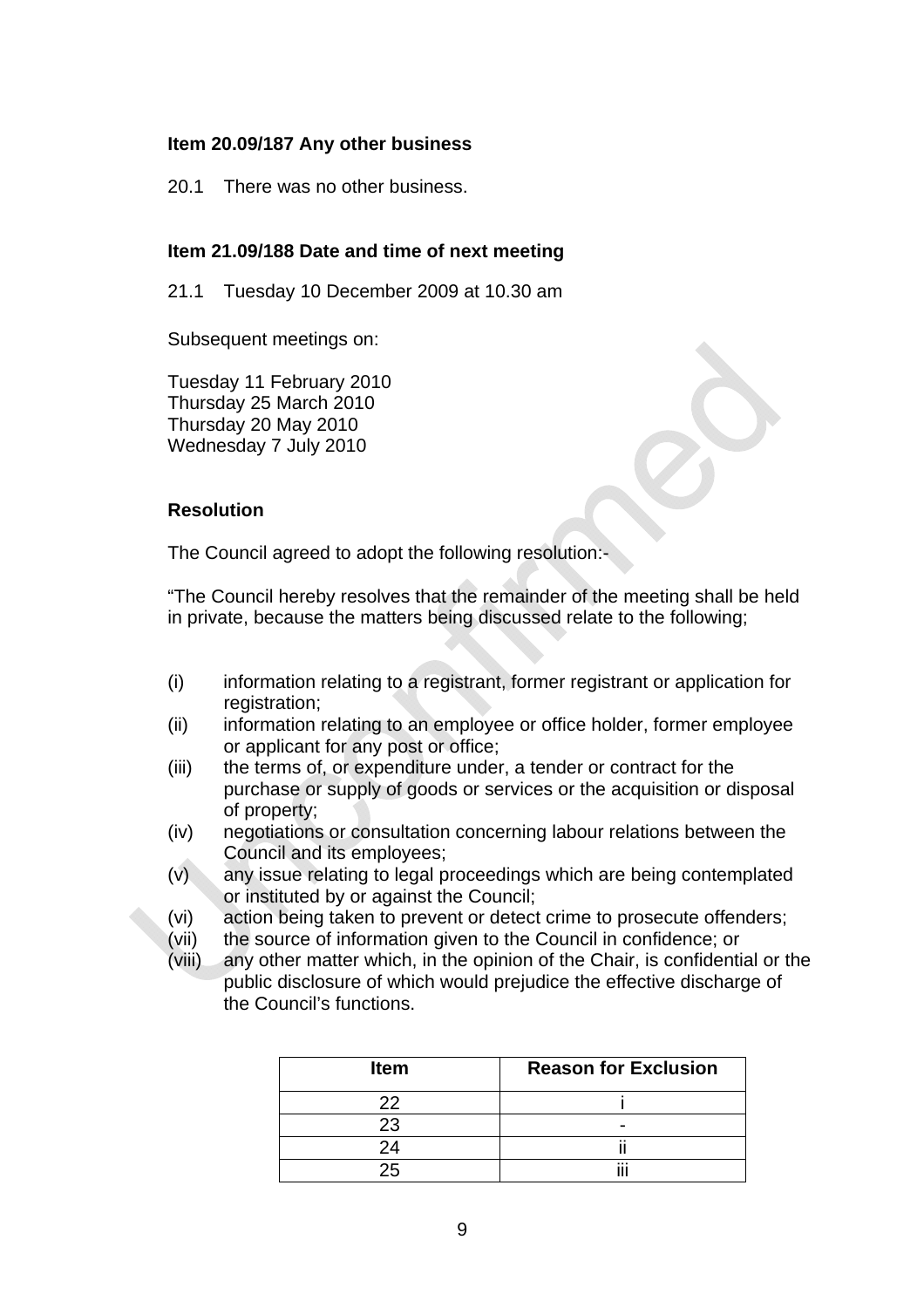**Item 20.09/187 Any other business**

20.1 There was no other business.

**Item 21.09/188 Date and time of next meeting**

21.1 Tuesday 10 December 2009 at 10.30 am

Subsequent meetings on:

Tuesday 11 February 2010
Thursday 25 March 2010
Thursday 20 May 2010
Wednesday 7 July 2010

**Resolution**

The Council agreed to adopt the following resolution:-

"The Council hereby resolves that the remainder of the meeting shall be held in private, because the matters being discussed relate to the following;

(i) information relating to a registrant, former registrant or application for registration;
(ii) information relating to an employee or office holder, former employee or applicant for any post or office;
(iii) the terms of, or expenditure under, a tender or contract for the purchase or supply of goods or services or the acquisition or disposal of property;
(iv) negotiations or consultation concerning labour relations between the Council and its employees;
(v) any issue relating to legal proceedings which are being contemplated or instituted by or against the Council;
(vi) action being taken to prevent or detect crime to prosecute offenders;
(vii) the source of information given to the Council in confidence; or
(viii) any other matter which, in the opinion of the Chair, is confidential or the public disclosure of which would prejudice the effective discharge of the Council's functions.

| Item | Reason for Exclusion |
|---|---|
| 22 | i |
| 23 | - |
| 24 | ii |
| 25 | iii |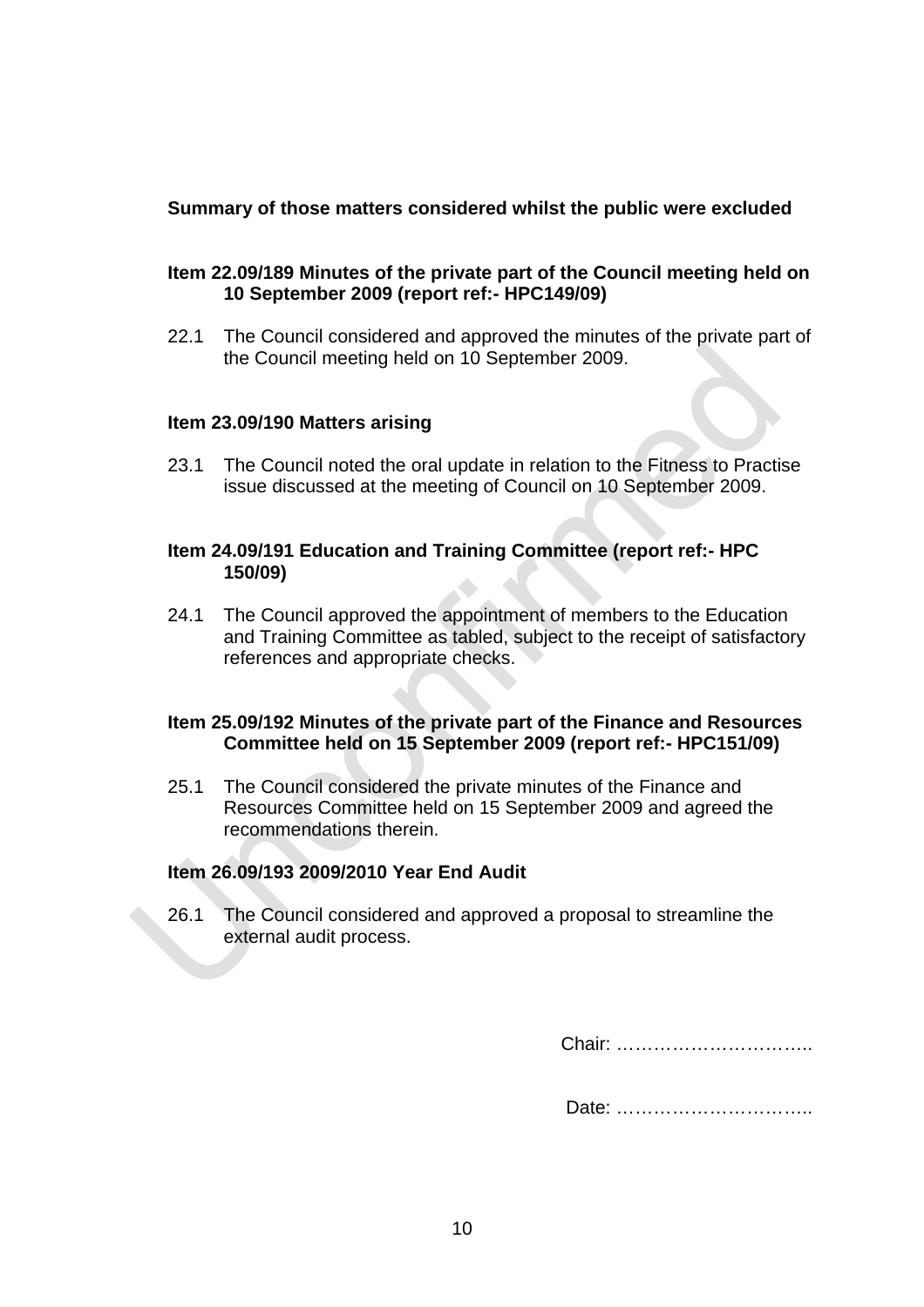**Summary of those matters considered whilst the public were excluded**

**Item 22.09/189 Minutes of the private part of the Council meeting held on 10 September 2009 (report ref:- HPC149/09)**

22.1 The Council considered and approved the minutes of the private part of the Council meeting held on 10 September 2009.

**Item 23.09/190 Matters arising**

23.1 The Council noted the oral update in relation to the Fitness to Practise issue discussed at the meeting of Council on 10 September 2009.

**Item 24.09/191 Education and Training Committee (report ref:- HPC 150/09)**

24.1 The Council approved the appointment of members to the Education and Training Committee as tabled, subject to the receipt of satisfactory references and appropriate checks.

**Item 25.09/192 Minutes of the private part of the Finance and Resources Committee held on 15 September 2009 (report ref:- HPC151/09)**

25.1 The Council considered the private minutes of the Finance and Resources Committee held on 15 September 2009 and agreed the recommendations therein.

**Item 26.09/193 2009/2010 Year End Audit**

26.1 The Council considered and approved a proposal to streamline the external audit process.

Chair: …………………………..

Date: …………………………..